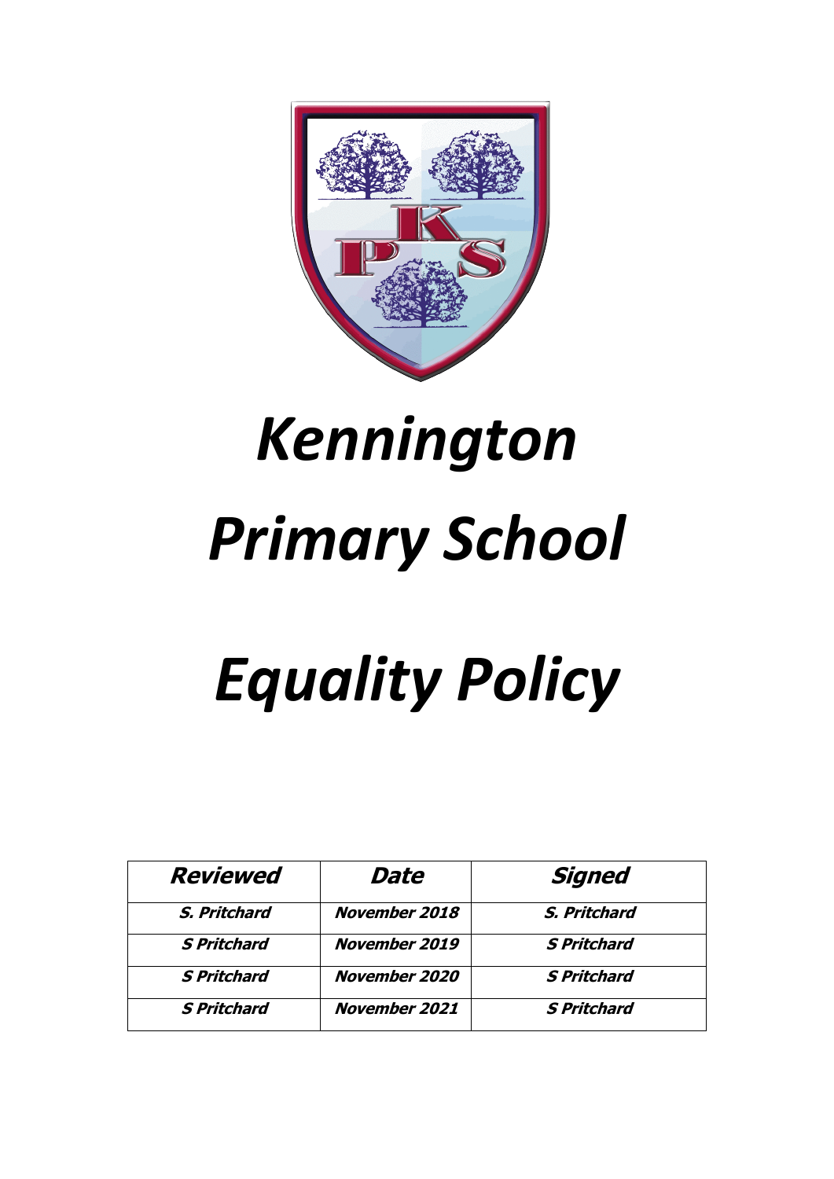# *Kennington Primary School*

# *Equality Policy*

| ***Reviewed*** | ***Date*** | ***Signed*** |
| --- | --- | --- |
| ***S. Pritchard*** | ***November 2018*** | ***S. Pritchard*** |
| ***S Pritchard*** | ***November 2019*** | ***S Pritchard*** |
| ***S Pritchard*** | ***November 2020*** | ***S Pritchard*** |
| ***S Pritchard*** | ***November 2021*** | ***S Pritchard*** |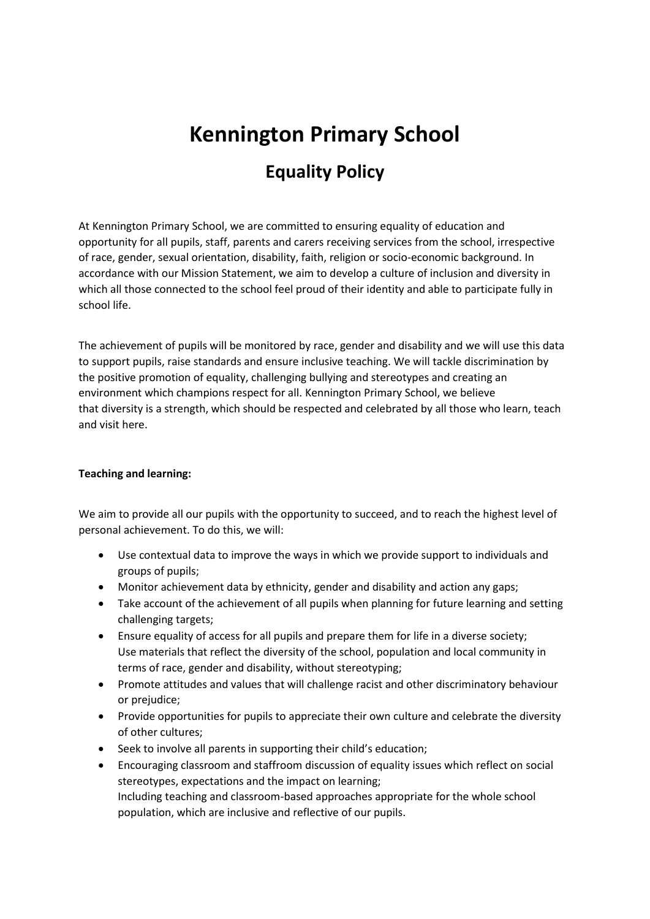# Kennington Primary School

## Equality Policy

At Kennington Primary School, we are committed to ensuring equality of education and opportunity for all pupils, staff, parents and carers receiving services from the school, irrespective of race, gender, sexual orientation, disability, faith, religion or socio-economic background. In accordance with our Mission Statement, we aim to develop a culture of inclusion and diversity in which all those connected to the school feel proud of their identity and able to participate fully in school life.

The achievement of pupils will be monitored by race, gender and disability and we will use this data to support pupils, raise standards and ensure inclusive teaching. We will tackle discrimination by the positive promotion of equality, challenging bullying and stereotypes and creating an environment which champions respect for all. Kennington Primary School, we believe that diversity is a strength, which should be respected and celebrated by all those who learn, teach and visit here.

**Teaching and learning:**

We aim to provide all our pupils with the opportunity to succeed, and to reach the highest level of personal achievement. To do this, we will:

- Use contextual data to improve the ways in which we provide support to individuals and groups of pupils;
- Monitor achievement data by ethnicity, gender and disability and action any gaps;
- Take account of the achievement of all pupils when planning for future learning and setting challenging targets;
- Ensure equality of access for all pupils and prepare them for life in a diverse society; Use materials that reflect the diversity of the school, population and local community in terms of race, gender and disability, without stereotyping;
- Promote attitudes and values that will challenge racist and other discriminatory behaviour or prejudice;
- Provide opportunities for pupils to appreciate their own culture and celebrate the diversity of other cultures;
- Seek to involve all parents in supporting their child's education;
- Encouraging classroom and staffroom discussion of equality issues which reflect on social stereotypes, expectations and the impact on learning; Including teaching and classroom-based approaches appropriate for the whole school population, which are inclusive and reflective of our pupils.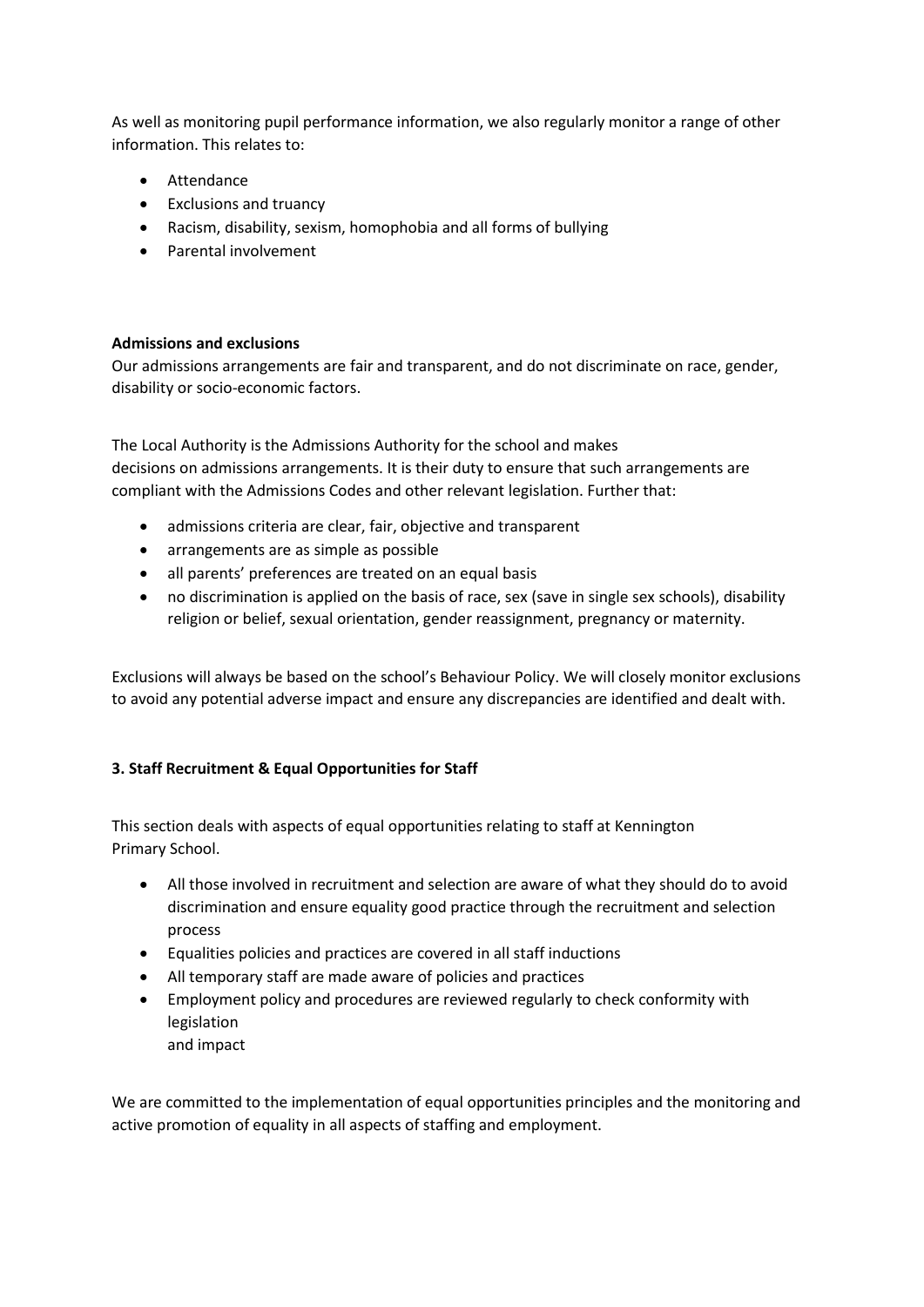As well as monitoring pupil performance information, we also regularly monitor a range of other information. This relates to:

- Attendance
- Exclusions and truancy
- Racism, disability, sexism, homophobia and all forms of bullying
- Parental involvement

**Admissions and exclusions**

Our admissions arrangements are fair and transparent, and do not discriminate on race, gender, disability or socio-economic factors.

The Local Authority is the Admissions Authority for the school and makes decisions on admissions arrangements. It is their duty to ensure that such arrangements are compliant with the Admissions Codes and other relevant legislation. Further that:

- admissions criteria are clear, fair, objective and transparent
- arrangements are as simple as possible
- all parents' preferences are treated on an equal basis
- no discrimination is applied on the basis of race, sex (save in single sex schools), disability religion or belief, sexual orientation, gender reassignment, pregnancy or maternity.

Exclusions will always be based on the school's Behaviour Policy. We will closely monitor exclusions to avoid any potential adverse impact and ensure any discrepancies are identified and dealt with.

**3. Staff Recruitment & Equal Opportunities for Staff**

This section deals with aspects of equal opportunities relating to staff at Kennington Primary School.

- All those involved in recruitment and selection are aware of what they should do to avoid discrimination and ensure equality good practice through the recruitment and selection process
- Equalities policies and practices are covered in all staff inductions
- All temporary staff are made aware of policies and practices
- Employment policy and procedures are reviewed regularly to check conformity with legislation and impact

We are committed to the implementation of equal opportunities principles and the monitoring and active promotion of equality in all aspects of staffing and employment.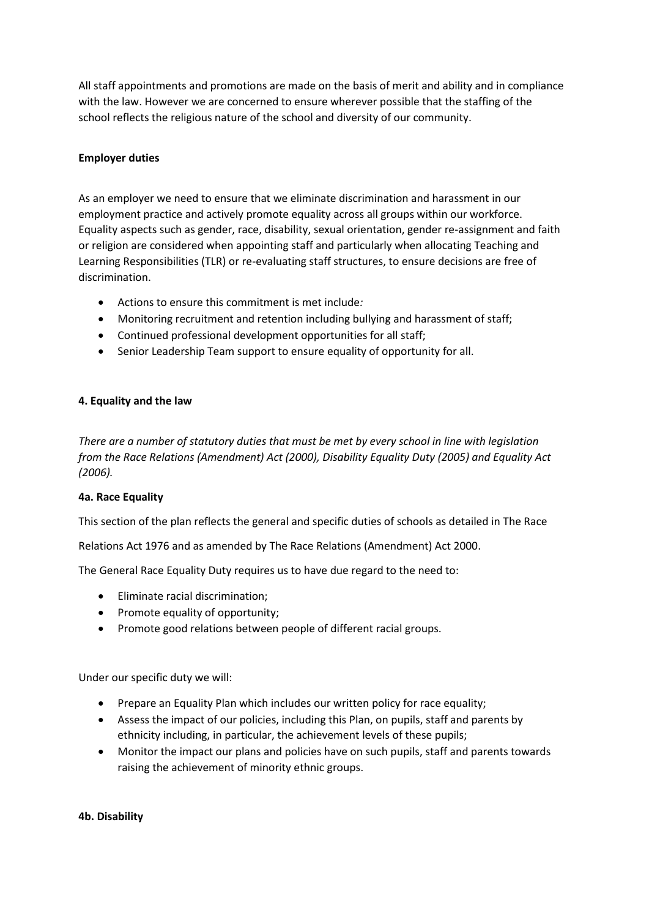All staff appointments and promotions are made on the basis of merit and ability and in compliance with the law. However we are concerned to ensure wherever possible that the staffing of the school reflects the religious nature of the school and diversity of our community.

**Employer duties**

As an employer we need to ensure that we eliminate discrimination and harassment in our employment practice and actively promote equality across all groups within our workforce. Equality aspects such as gender, race, disability, sexual orientation, gender re-assignment and faith or religion are considered when appointing staff and particularly when allocating Teaching and Learning Responsibilities (TLR) or re-evaluating staff structures, to ensure decisions are free of discrimination.

- Actions to ensure this commitment is met include*:*
- Monitoring recruitment and retention including bullying and harassment of staff;
- Continued professional development opportunities for all staff;
- Senior Leadership Team support to ensure equality of opportunity for all.

**4. Equality and the law**

*There are a number of statutory duties that must be met by every school in line with legislation from the Race Relations (Amendment) Act (2000), Disability Equality Duty (2005) and Equality Act (2006).*

**4a. Race Equality**

This section of the plan reflects the general and specific duties of schools as detailed in The Race

Relations Act 1976 and as amended by The Race Relations (Amendment) Act 2000.

The General Race Equality Duty requires us to have due regard to the need to:

- Eliminate racial discrimination;
- Promote equality of opportunity;
- Promote good relations between people of different racial groups.

Under our specific duty we will:

- Prepare an Equality Plan which includes our written policy for race equality;
- Assess the impact of our policies, including this Plan, on pupils, staff and parents by ethnicity including, in particular, the achievement levels of these pupils;
- Monitor the impact our plans and policies have on such pupils, staff and parents towards raising the achievement of minority ethnic groups.

**4b. Disability**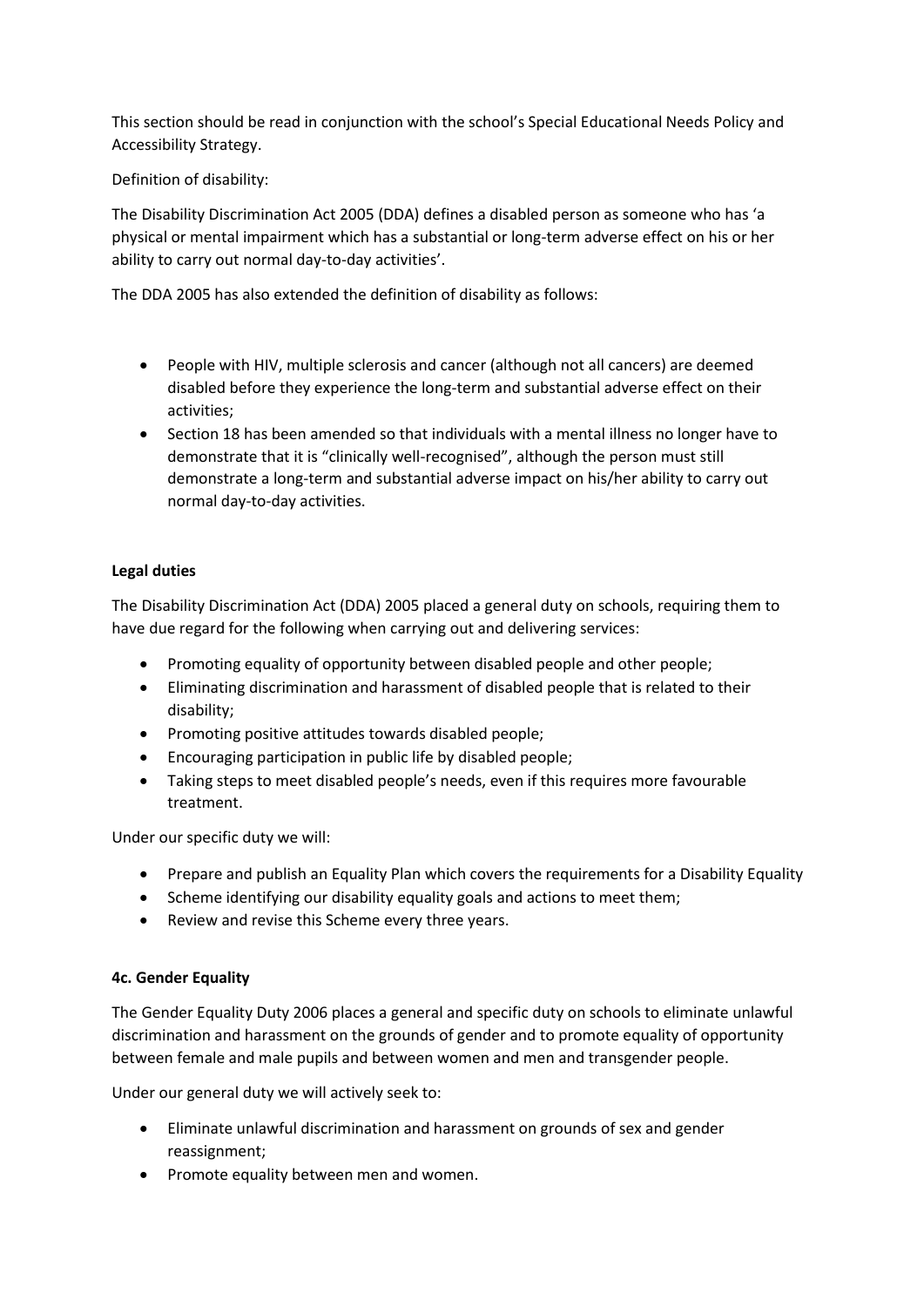This section should be read in conjunction with the school's Special Educational Needs Policy and Accessibility Strategy.

Definition of disability:

The Disability Discrimination Act 2005 (DDA) defines a disabled person as someone who has 'a physical or mental impairment which has a substantial or long-term adverse effect on his or her ability to carry out normal day-to-day activities'.

The DDA 2005 has also extended the definition of disability as follows:

- People with HIV, multiple sclerosis and cancer (although not all cancers) are deemed disabled before they experience the long-term and substantial adverse effect on their activities;
- Section 18 has been amended so that individuals with a mental illness no longer have to demonstrate that it is "clinically well-recognised", although the person must still demonstrate a long-term and substantial adverse impact on his/her ability to carry out normal day-to-day activities.

**Legal duties**

The Disability Discrimination Act (DDA) 2005 placed a general duty on schools, requiring them to have due regard for the following when carrying out and delivering services:

- Promoting equality of opportunity between disabled people and other people;
- Eliminating discrimination and harassment of disabled people that is related to their disability;
- Promoting positive attitudes towards disabled people;
- Encouraging participation in public life by disabled people;
- Taking steps to meet disabled people's needs, even if this requires more favourable treatment.

Under our specific duty we will:

- Prepare and publish an Equality Plan which covers the requirements for a Disability Equality
- Scheme identifying our disability equality goals and actions to meet them;
- Review and revise this Scheme every three years.

**4c. Gender Equality**

The Gender Equality Duty 2006 places a general and specific duty on schools to eliminate unlawful discrimination and harassment on the grounds of gender and to promote equality of opportunity between female and male pupils and between women and men and transgender people.

Under our general duty we will actively seek to:

- Eliminate unlawful discrimination and harassment on grounds of sex and gender reassignment;
- Promote equality between men and women.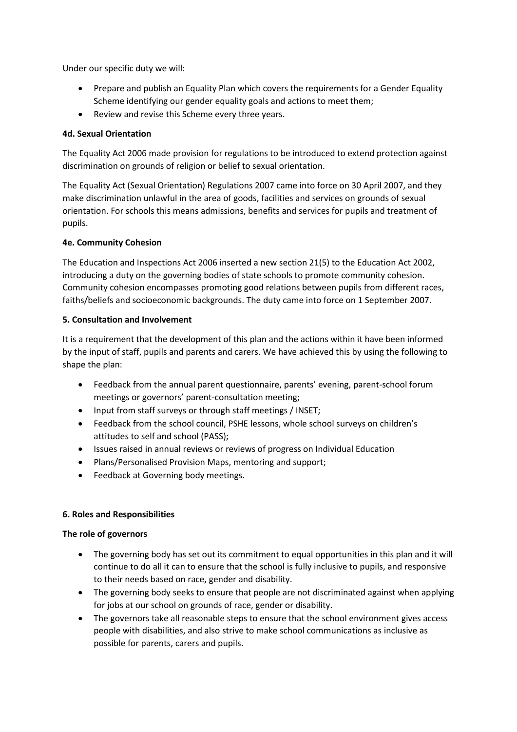Under our specific duty we will:

- Prepare and publish an Equality Plan which covers the requirements for a Gender Equality Scheme identifying our gender equality goals and actions to meet them;
- Review and revise this Scheme every three years.

**4d. Sexual Orientation**

The Equality Act 2006 made provision for regulations to be introduced to extend protection against discrimination on grounds of religion or belief to sexual orientation.

The Equality Act (Sexual Orientation) Regulations 2007 came into force on 30 April 2007, and they make discrimination unlawful in the area of goods, facilities and services on grounds of sexual orientation. For schools this means admissions, benefits and services for pupils and treatment of pupils.

**4e. Community Cohesion**

The Education and Inspections Act 2006 inserted a new section 21(5) to the Education Act 2002, introducing a duty on the governing bodies of state schools to promote community cohesion. Community cohesion encompasses promoting good relations between pupils from different races, faiths/beliefs and socioeconomic backgrounds. The duty came into force on 1 September 2007.

**5. Consultation and Involvement**

It is a requirement that the development of this plan and the actions within it have been informed by the input of staff, pupils and parents and carers. We have achieved this by using the following to shape the plan:

- Feedback from the annual parent questionnaire, parents' evening, parent-school forum meetings or governors' parent-consultation meeting;
- Input from staff surveys or through staff meetings / INSET;
- Feedback from the school council, PSHE lessons, whole school surveys on children's attitudes to self and school (PASS);
- Issues raised in annual reviews or reviews of progress on Individual Education
- Plans/Personalised Provision Maps, mentoring and support;
- Feedback at Governing body meetings.

**6. Roles and Responsibilities**

**The role of governors**

- The governing body has set out its commitment to equal opportunities in this plan and it will continue to do all it can to ensure that the school is fully inclusive to pupils, and responsive to their needs based on race, gender and disability.
- The governing body seeks to ensure that people are not discriminated against when applying for jobs at our school on grounds of race, gender or disability.
- The governors take all reasonable steps to ensure that the school environment gives access people with disabilities, and also strive to make school communications as inclusive as possible for parents, carers and pupils.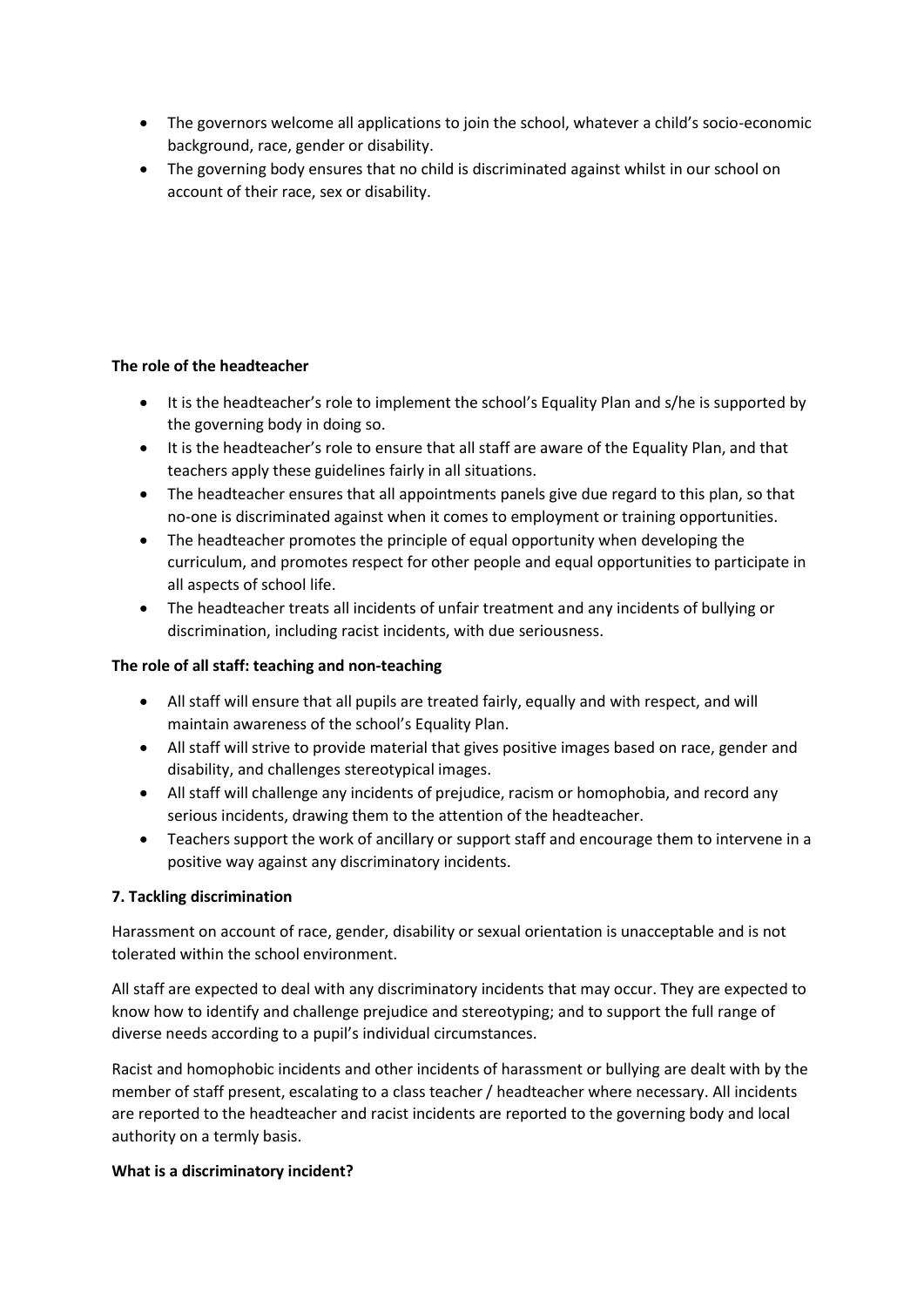- The governors welcome all applications to join the school, whatever a child's socio-economic background, race, gender or disability.
- The governing body ensures that no child is discriminated against whilst in our school on account of their race, sex or disability.

**The role of the headteacher**

- It is the headteacher's role to implement the school's Equality Plan and s/he is supported by the governing body in doing so.
- It is the headteacher's role to ensure that all staff are aware of the Equality Plan, and that teachers apply these guidelines fairly in all situations.
- The headteacher ensures that all appointments panels give due regard to this plan, so that no-one is discriminated against when it comes to employment or training opportunities.
- The headteacher promotes the principle of equal opportunity when developing the curriculum, and promotes respect for other people and equal opportunities to participate in all aspects of school life.
- The headteacher treats all incidents of unfair treatment and any incidents of bullying or discrimination, including racist incidents, with due seriousness.

**The role of all staff: teaching and non-teaching**

- All staff will ensure that all pupils are treated fairly, equally and with respect, and will maintain awareness of the school's Equality Plan.
- All staff will strive to provide material that gives positive images based on race, gender and disability, and challenges stereotypical images.
- All staff will challenge any incidents of prejudice, racism or homophobia, and record any serious incidents, drawing them to the attention of the headteacher.
- Teachers support the work of ancillary or support staff and encourage them to intervene in a positive way against any discriminatory incidents.

**7. Tackling discrimination**

Harassment on account of race, gender, disability or sexual orientation is unacceptable and is not tolerated within the school environment.

All staff are expected to deal with any discriminatory incidents that may occur. They are expected to know how to identify and challenge prejudice and stereotyping; and to support the full range of diverse needs according to a pupil's individual circumstances.

Racist and homophobic incidents and other incidents of harassment or bullying are dealt with by the member of staff present, escalating to a class teacher / headteacher where necessary. All incidents are reported to the headteacher and racist incidents are reported to the governing body and local authority on a termly basis.

**What is a discriminatory incident?**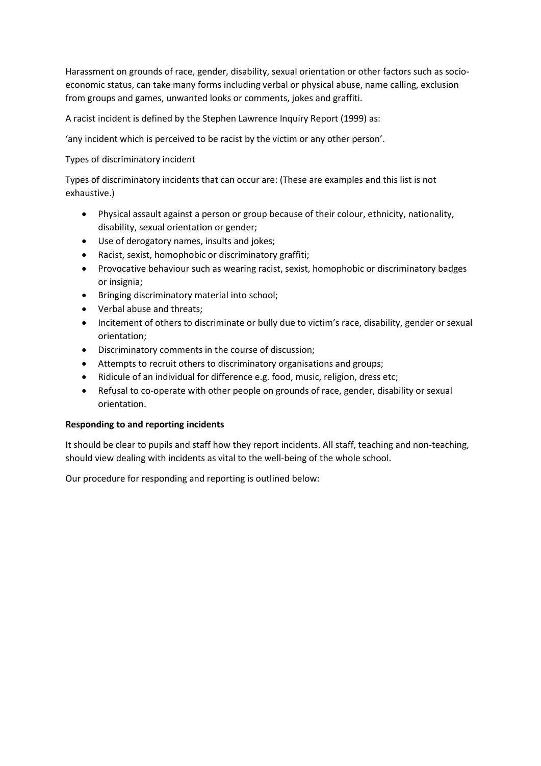Harassment on grounds of race, gender, disability, sexual orientation or other factors such as socio-economic status, can take many forms including verbal or physical abuse, name calling, exclusion from groups and games, unwanted looks or comments, jokes and graffiti.

A racist incident is defined by the Stephen Lawrence Inquiry Report (1999) as:

'any incident which is perceived to be racist by the victim or any other person'.

Types of discriminatory incident

Types of discriminatory incidents that can occur are: (These are examples and this list is not exhaustive.)

- Physical assault against a person or group because of their colour, ethnicity, nationality, disability, sexual orientation or gender;
- Use of derogatory names, insults and jokes;
- Racist, sexist, homophobic or discriminatory graffiti;
- Provocative behaviour such as wearing racist, sexist, homophobic or discriminatory badges or insignia;
- Bringing discriminatory material into school;
- Verbal abuse and threats;
- Incitement of others to discriminate or bully due to victim's race, disability, gender or sexual orientation;
- Discriminatory comments in the course of discussion;
- Attempts to recruit others to discriminatory organisations and groups;
- Ridicule of an individual for difference e.g. food, music, religion, dress etc;
- Refusal to co-operate with other people on grounds of race, gender, disability or sexual orientation.

**Responding to and reporting incidents**

It should be clear to pupils and staff how they report incidents. All staff, teaching and non-teaching, should view dealing with incidents as vital to the well-being of the whole school.

Our procedure for responding and reporting is outlined below: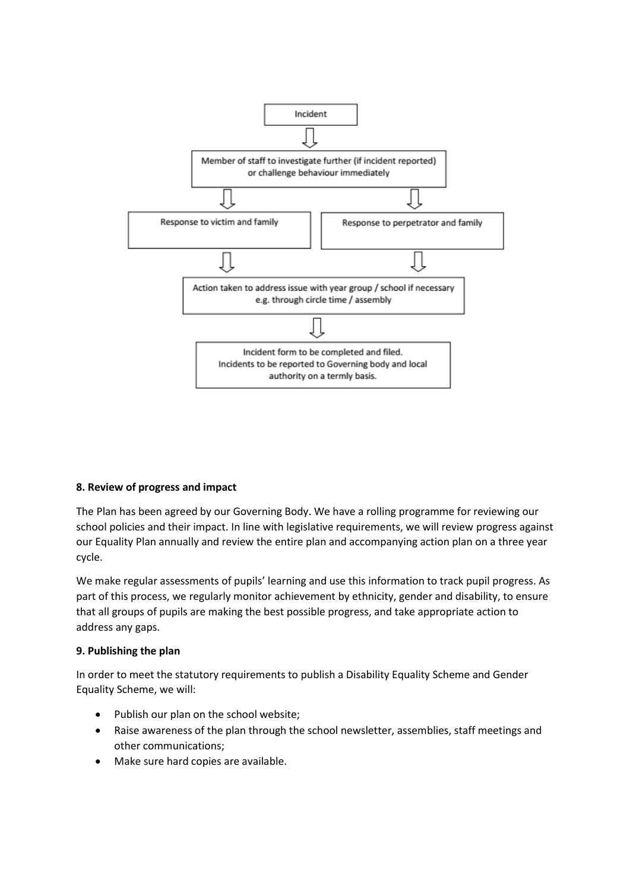Incident

Member of staff to investigate further (if incident reported) or challenge behaviour immediately

Response to victim and family

Response to perpetrator and family

Action taken to address issue with year group / school if necessary e.g. through circle time / assembly

Incident form to be completed and filed.
Incidents to be reported to Governing body and local authority on a termly basis.

**8. Review of progress and impact**

The Plan has been agreed by our Governing Body. We have a rolling programme for reviewing our school policies and their impact. In line with legislative requirements, we will review progress against our Equality Plan annually and review the entire plan and accompanying action plan on a three year cycle.

We make regular assessments of pupils' learning and use this information to track pupil progress. As part of this process, we regularly monitor achievement by ethnicity, gender and disability, to ensure that all groups of pupils are making the best possible progress, and take appropriate action to address any gaps.

**9. Publishing the plan**

In order to meet the statutory requirements to publish a Disability Equality Scheme and Gender Equality Scheme, we will:

- Publish our plan on the school website;
- Raise awareness of the plan through the school newsletter, assemblies, staff meetings and other communications;
- Make sure hard copies are available.